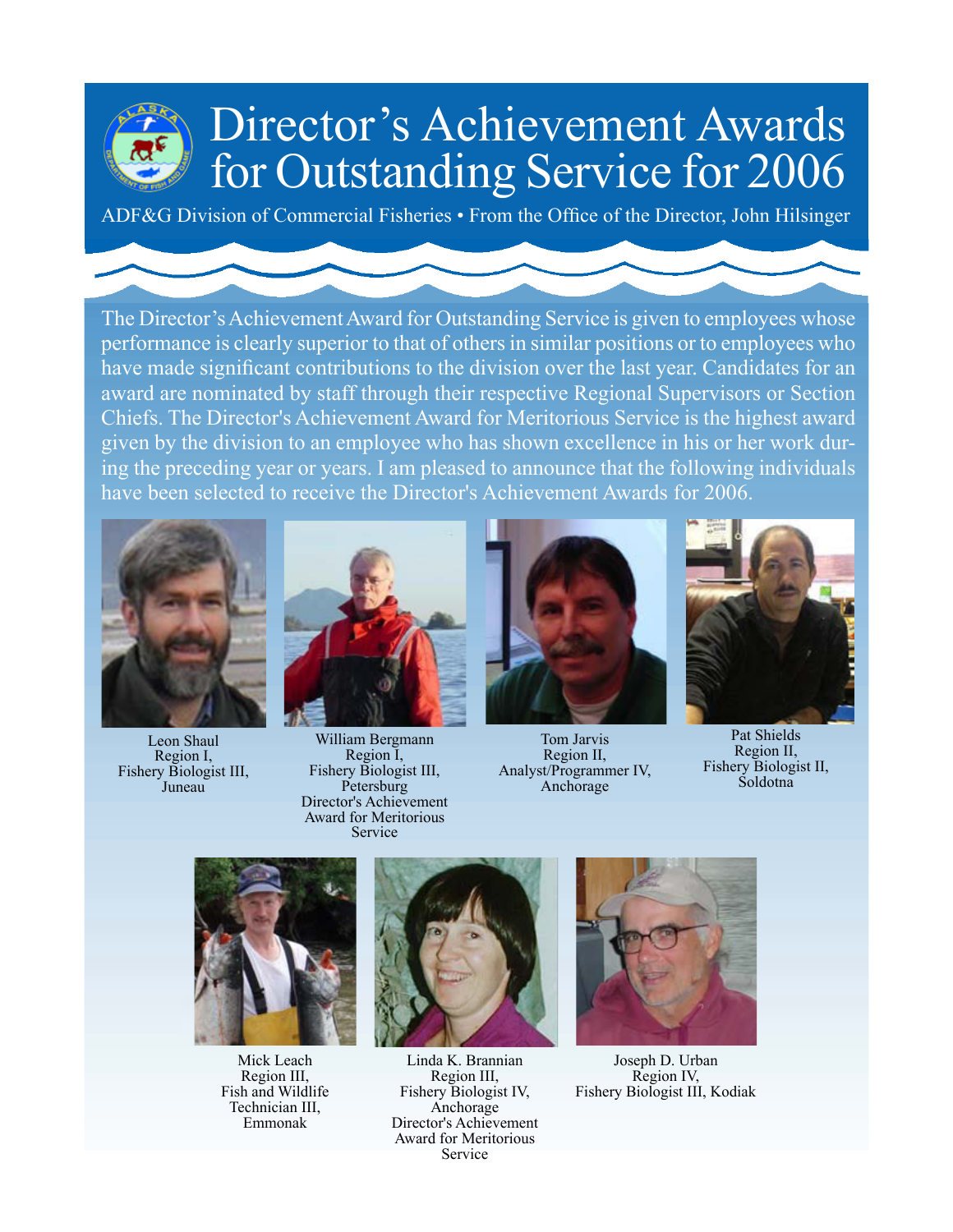# Director's Achievement Awards for Outstanding Service for 2006

ADF&G Division of Commercial Fisheries • From the Office of the Director, John Hilsinger

The Director's Achievement Award for Outstanding Service is given to employees whose performance is clearly superior to that of others in similar positions or to employees who have made significant contributions to the division over the last year. Candidates for an award are nominated by staff through their respective Regional Supervisors or Section Chiefs. The Director's Achievement Award for Meritorious Service is the highest award given by the division to an employee who has shown excellence in his or her work during the preceding year or years. I am pleased to announce that the following individuals have been selected to receive the Director's Achievement Awards for 2006.

Leon Shaul
Region I,
Fishery Biologist III,
Juneau

William Bergmann
Region I,
Fishery Biologist III,
Petersburg
Director's Achievement Award for Meritorious Service

Tom Jarvis
Region II,
Analyst/Programmer IV,
Anchorage

Pat Shields
Region II,
Fishery Biologist II,
Soldotna

Mick Leach
Region III,
Fish and Wildlife Technician III,
Emmonak

Linda K. Brannian
Region III,
Fishery Biologist IV,
Anchorage
Director's Achievement Award for Meritorious Service

Joseph D. Urban
Region IV,
Fishery Biologist III, Kodiak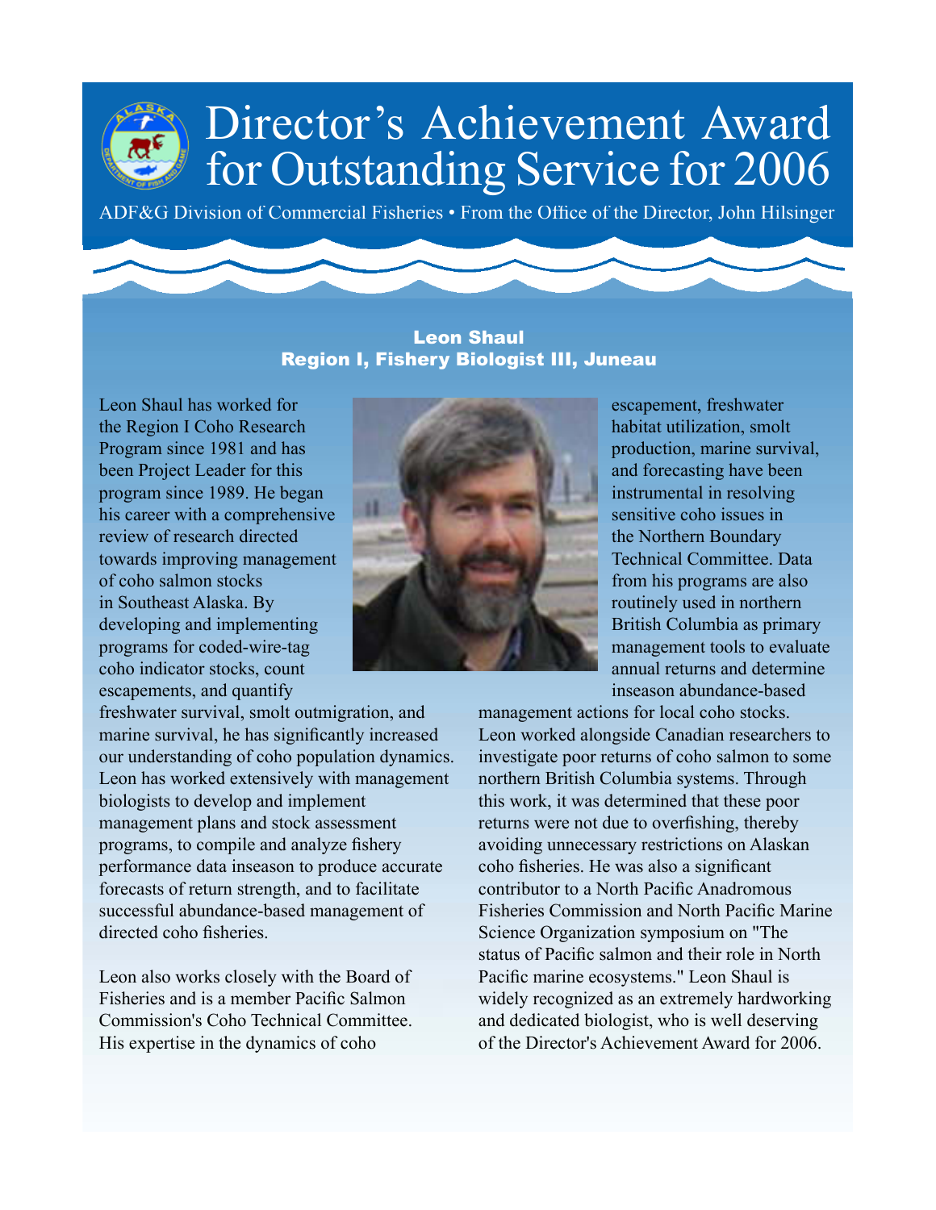# Director's Achievement Award for Outstanding Service for 2006

ADF&G Division of Commercial Fisheries • From the Office of the Director, John Hilsinger

## Leon Shaul
### Region I, Fishery Biologist III, Juneau

Leon Shaul has worked for the Region I Coho Research Program since 1981 and has been Project Leader for this program since 1989. He began his career with a comprehensive review of research directed towards improving management of coho salmon stocks in Southeast Alaska. By developing and implementing programs for coded-wire-tag coho indicator stocks, count escapements, and quantify freshwater survival, smolt outmigration, and marine survival, he has significantly increased our understanding of coho population dynamics. Leon has worked extensively with management biologists to develop and implement management plans and stock assessment programs, to compile and analyze fishery performance data inseason to produce accurate forecasts of return strength, and to facilitate successful abundance-based management of directed coho fisheries.

Leon also works closely with the Board of Fisheries and is a member Pacific Salmon Commission's Coho Technical Committee. His expertise in the dynamics of coho escapement, freshwater habitat utilization, smolt production, marine survival, and forecasting have been instrumental in resolving sensitive coho issues in the Northern Boundary Technical Committee. Data from his programs are also routinely used in northern British Columbia as primary management tools to evaluate annual returns and determine inseason abundance-based management actions for local coho stocks. Leon worked alongside Canadian researchers to investigate poor returns of coho salmon to some northern British Columbia systems. Through this work, it was determined that these poor returns were not due to overfishing, thereby avoiding unnecessary restrictions on Alaskan coho fisheries. He was also a significant contributor to a North Pacific Anadromous Fisheries Commission and North Pacific Marine Science Organization symposium on "The status of Pacific salmon and their role in North Pacific marine ecosystems." Leon Shaul is widely recognized as an extremely hardworking and dedicated biologist, who is well deserving of the Director's Achievement Award for 2006.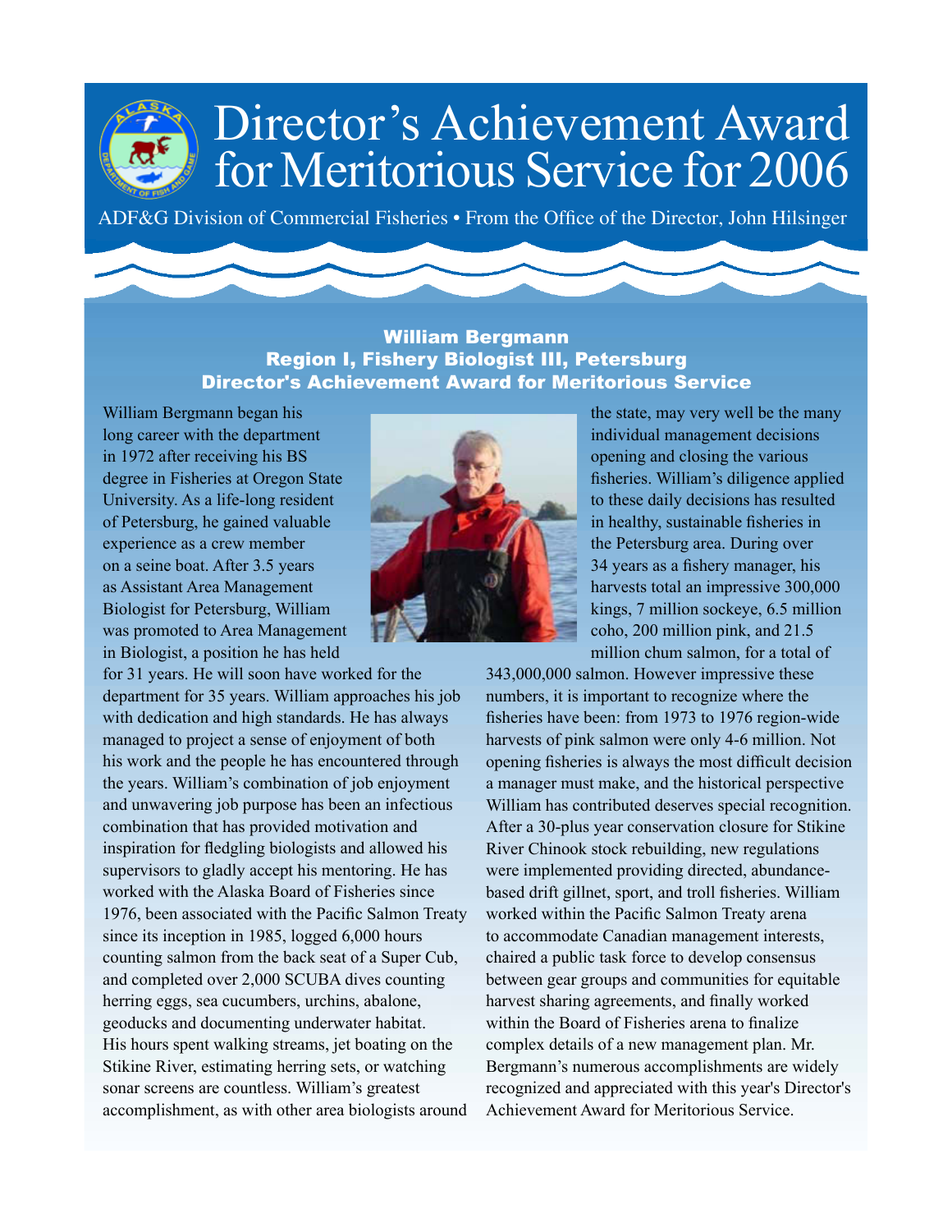# Director's Achievement Award for Meritorious Service for 2006

ADF&G Division of Commercial Fisheries • From the Office of the Director, John Hilsinger

### William Bergmann
### Region I, Fishery Biologist III, Petersburg
### Director's Achievement Award for Meritorious Service

William Bergmann began his long career with the department in 1972 after receiving his BS degree in Fisheries at Oregon State University. As a life-long resident of Petersburg, he gained valuable experience as a crew member on a seine boat. After 3.5 years as Assistant Area Management Biologist for Petersburg, William was promoted to Area Management in Biologist, a position he has held for 31 years. He will soon have worked for the department for 35 years. William approaches his job with dedication and high standards. He has always managed to project a sense of enjoyment of both his work and the people he has encountered through the years. William's combination of job enjoyment and unwavering job purpose has been an infectious combination that has provided motivation and inspiration for fledgling biologists and allowed his supervisors to gladly accept his mentoring. He has worked with the Alaska Board of Fisheries since 1976, been associated with the Pacific Salmon Treaty since its inception in 1985, logged 6,000 hours counting salmon from the back seat of a Super Cub, and completed over 2,000 SCUBA dives counting herring eggs, sea cucumbers, urchins, abalone, geoducks and documenting underwater habitat. His hours spent walking streams, jet boating on the Stikine River, estimating herring sets, or watching sonar screens are countless. William's greatest accomplishment, as with other area biologists around the state, may very well be the many individual management decisions opening and closing the various fisheries. William's diligence applied to these daily decisions has resulted in healthy, sustainable fisheries in the Petersburg area. During over 34 years as a fishery manager, his harvests total an impressive 300,000 kings, 7 million sockeye, 6.5 million coho, 200 million pink, and 21.5 million chum salmon, for a total of 343,000,000 salmon. However impressive these numbers, it is important to recognize where the fisheries have been: from 1973 to 1976 region-wide harvests of pink salmon were only 4-6 million. Not opening fisheries is always the most difficult decision a manager must make, and the historical perspective William has contributed deserves special recognition. After a 30-plus year conservation closure for Stikine River Chinook stock rebuilding, new regulations were implemented providing directed, abundance-based drift gillnet, sport, and troll fisheries. William worked within the Pacific Salmon Treaty arena to accommodate Canadian management interests, chaired a public task force to develop consensus between gear groups and communities for equitable harvest sharing agreements, and finally worked within the Board of Fisheries arena to finalize complex details of a new management plan. Mr. Bergmann's numerous accomplishments are widely recognized and appreciated with this year's Director's Achievement Award for Meritorious Service.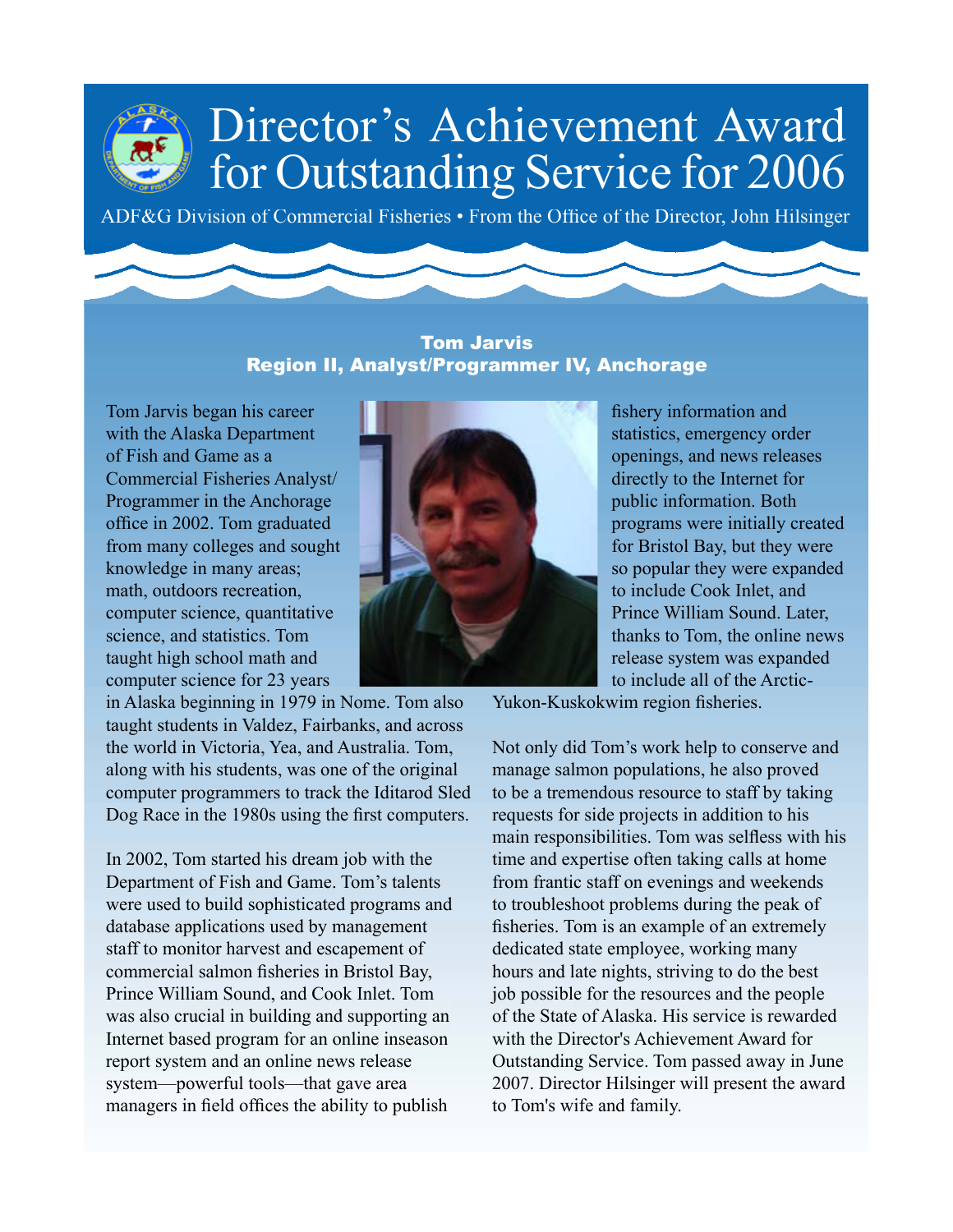# Director's Achievement Award for Outstanding Service for 2006

ADF&G Division of Commercial Fisheries • From the Office of the Director, John Hilsinger

**Tom Jarvis**
**Region II, Analyst/Programmer IV, Anchorage**

Tom Jarvis began his career with the Alaska Department of Fish and Game as a Commercial Fisheries Analyst/Programmer in the Anchorage office in 2002. Tom graduated from many colleges and sought knowledge in many areas; math, outdoors recreation, computer science, quantitative science, and statistics. Tom taught high school math and computer science for 23 years in Alaska beginning in 1979 in Nome. Tom also taught students in Valdez, Fairbanks, and across the world in Victoria, Yea, and Australia. Tom, along with his students, was one of the original computer programmers to track the Iditarod Sled Dog Race in the 1980s using the first computers.

In 2002, Tom started his dream job with the Department of Fish and Game. Tom's talents were used to build sophisticated programs and database applications used by management staff to monitor harvest and escapement of commercial salmon fisheries in Bristol Bay, Prince William Sound, and Cook Inlet. Tom was also crucial in building and supporting an Internet based program for an online inseason report system and an online news release system—powerful tools—that gave area managers in field offices the ability to publish fishery information and statistics, emergency order openings, and news releases directly to the Internet for public information. Both programs were initially created for Bristol Bay, but they were so popular they were expanded to include Cook Inlet, and Prince William Sound. Later, thanks to Tom, the online news release system was expanded to include all of the Arctic-Yukon-Kuskokwim region fisheries.

Not only did Tom's work help to conserve and manage salmon populations, he also proved to be a tremendous resource to staff by taking requests for side projects in addition to his main responsibilities. Tom was selfless with his time and expertise often taking calls at home from frantic staff on evenings and weekends to troubleshoot problems during the peak of fisheries. Tom is an example of an extremely dedicated state employee, working many hours and late nights, striving to do the best job possible for the resources and the people of the State of Alaska. His service is rewarded with the Director's Achievement Award for Outstanding Service. Tom passed away in June 2007. Director Hilsinger will present the award to Tom's wife and family.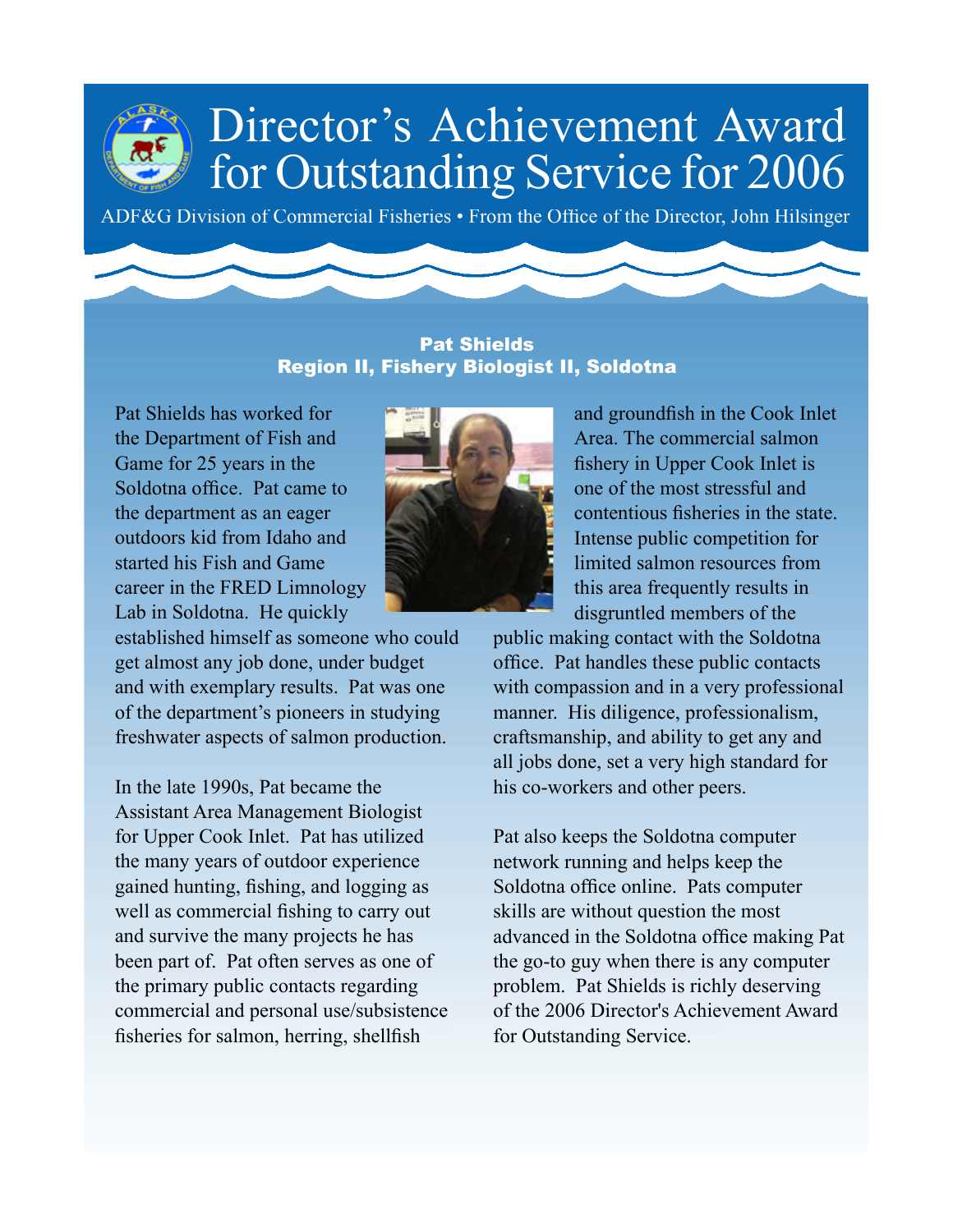# Director's Achievement Award for Outstanding Service for 2006

ADF&G Division of Commercial Fisheries • From the Office of the Director, John Hilsinger

**Pat Shields**
**Region II, Fishery Biologist II, Soldotna**

Pat Shields has worked for the Department of Fish and Game for 25 years in the Soldotna office. Pat came to the department as an eager outdoors kid from Idaho and started his Fish and Game career in the FRED Limnology Lab in Soldotna. He quickly established himself as someone who could get almost any job done, under budget and with exemplary results. Pat was one of the department's pioneers in studying freshwater aspects of salmon production.

In the late 1990s, Pat became the Assistant Area Management Biologist for Upper Cook Inlet. Pat has utilized the many years of outdoor experience gained hunting, fishing, and logging as well as commercial fishing to carry out and survive the many projects he has been part of. Pat often serves as one of the primary public contacts regarding commercial and personal use/subsistence fisheries for salmon, herring, shellfish and groundfish in the Cook Inlet Area. The commercial salmon fishery in Upper Cook Inlet is one of the most stressful and contentious fisheries in the state. Intense public competition for limited salmon resources from this area frequently results in disgruntled members of the public making contact with the Soldotna office. Pat handles these public contacts with compassion and in a very professional manner. His diligence, professionalism, craftsmanship, and ability to get any and all jobs done, set a very high standard for his co-workers and other peers.

Pat also keeps the Soldotna computer network running and helps keep the Soldotna office online. Pats computer skills are without question the most advanced in the Soldotna office making Pat the go-to guy when there is any computer problem. Pat Shields is richly deserving of the 2006 Director's Achievement Award for Outstanding Service.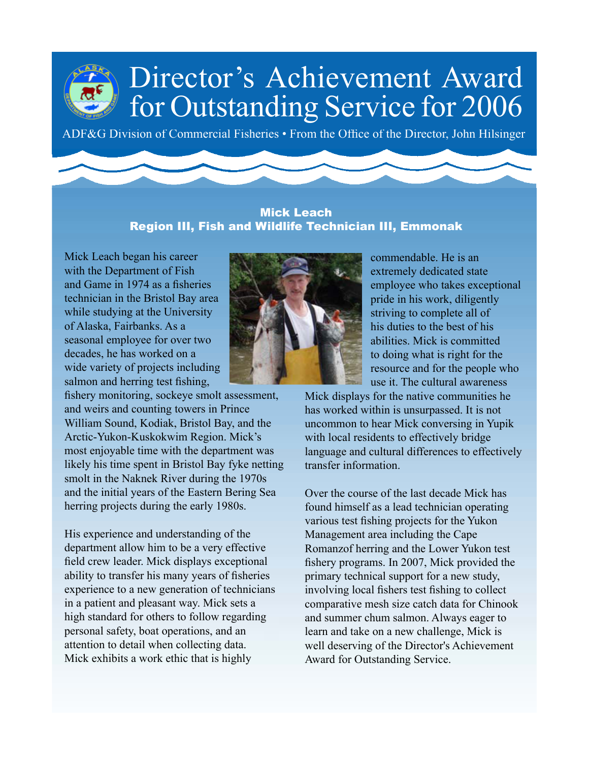# Director's Achievement Award for Outstanding Service for 2006

ADF&G Division of Commercial Fisheries • From the Office of the Director, John Hilsinger

### Mick Leach
### Region III, Fish and Wildlife Technician III, Emmonak

Mick Leach began his career with the Department of Fish and Game in 1974 as a fisheries technician in the Bristol Bay area while studying at the University of Alaska, Fairbanks. As a seasonal employee for over two decades, he has worked on a wide variety of projects including salmon and herring test fishing, fishery monitoring, sockeye smolt assessment, and weirs and counting towers in Prince William Sound, Kodiak, Bristol Bay, and the Arctic-Yukon-Kuskokwim Region. Mick's most enjoyable time with the department was likely his time spent in Bristol Bay fyke netting smolt in the Naknek River during the 1970s and the initial years of the Eastern Bering Sea herring projects during the early 1980s.

His experience and understanding of the department allow him to be a very effective field crew leader. Mick displays exceptional ability to transfer his many years of fisheries experience to a new generation of technicians in a patient and pleasant way. Mick sets a high standard for others to follow regarding personal safety, boat operations, and an attention to detail when collecting data. Mick exhibits a work ethic that is highly commendable. He is an extremely dedicated state employee who takes exceptional pride in his work, diligently striving to complete all of his duties to the best of his abilities. Mick is committed to doing what is right for the resource and for the people who use it. The cultural awareness Mick displays for the native communities he has worked within is unsurpassed. It is not uncommon to hear Mick conversing in Yupik with local residents to effectively bridge language and cultural differences to effectively transfer information.

Over the course of the last decade Mick has found himself as a lead technician operating various test fishing projects for the Yukon Management area including the Cape Romanzof herring and the Lower Yukon test fishery programs. In 2007, Mick provided the primary technical support for a new study, involving local fishers test fishing to collect comparative mesh size catch data for Chinook and summer chum salmon. Always eager to learn and take on a new challenge, Mick is well deserving of the Director's Achievement Award for Outstanding Service.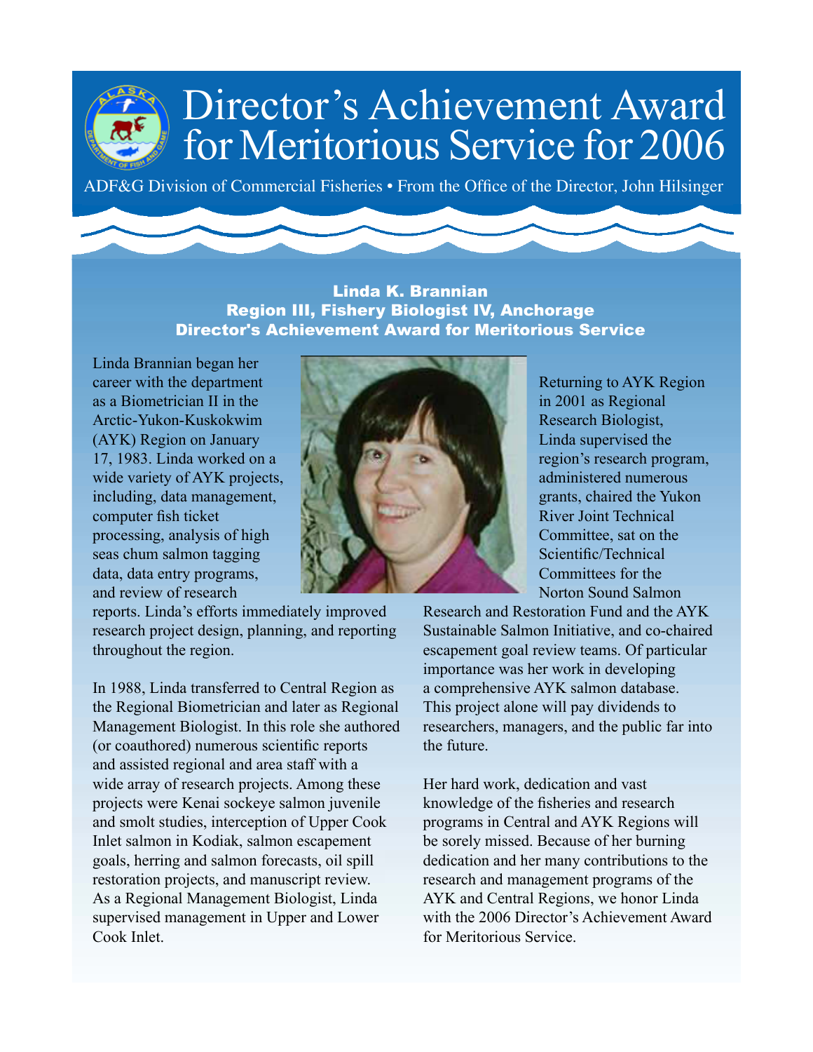# Director's Achievement Award for Meritorious Service for 2006

ADF&G Division of Commercial Fisheries • From the Office of the Director, John Hilsinger

**Linda K. Brannian**
**Region III, Fishery Biologist IV, Anchorage**
**Director's Achievement Award for Meritorious Service**

Linda Brannian began her career with the department as a Biometrician II in the Arctic-Yukon-Kuskokwim (AYK) Region on January 17, 1983. Linda worked on a wide variety of AYK projects, including, data management, computer fish ticket processing, analysis of high seas chum salmon tagging data, data entry programs, and review of research reports. Linda's efforts immediately improved research project design, planning, and reporting throughout the region.

In 1988, Linda transferred to Central Region as the Regional Biometrician and later as Regional Management Biologist. In this role she authored (or coauthored) numerous scientific reports and assisted regional and area staff with a wide array of research projects. Among these projects were Kenai sockeye salmon juvenile and smolt studies, interception of Upper Cook Inlet salmon in Kodiak, salmon escapement goals, herring and salmon forecasts, oil spill restoration projects, and manuscript review. As a Regional Management Biologist, Linda supervised management in Upper and Lower Cook Inlet.

Returning to AYK Region in 2001 as Regional Research Biologist, Linda supervised the region's research program, administered numerous grants, chaired the Yukon River Joint Technical Committee, sat on the Scientific/Technical Committees for the Norton Sound Salmon Research and Restoration Fund and the AYK Sustainable Salmon Initiative, and co-chaired escapement goal review teams. Of particular importance was her work in developing a comprehensive AYK salmon database. This project alone will pay dividends to researchers, managers, and the public far into the future.

Her hard work, dedication and vast knowledge of the fisheries and research programs in Central and AYK Regions will be sorely missed. Because of her burning dedication and her many contributions to the research and management programs of the AYK and Central Regions, we honor Linda with the 2006 Director's Achievement Award for Meritorious Service.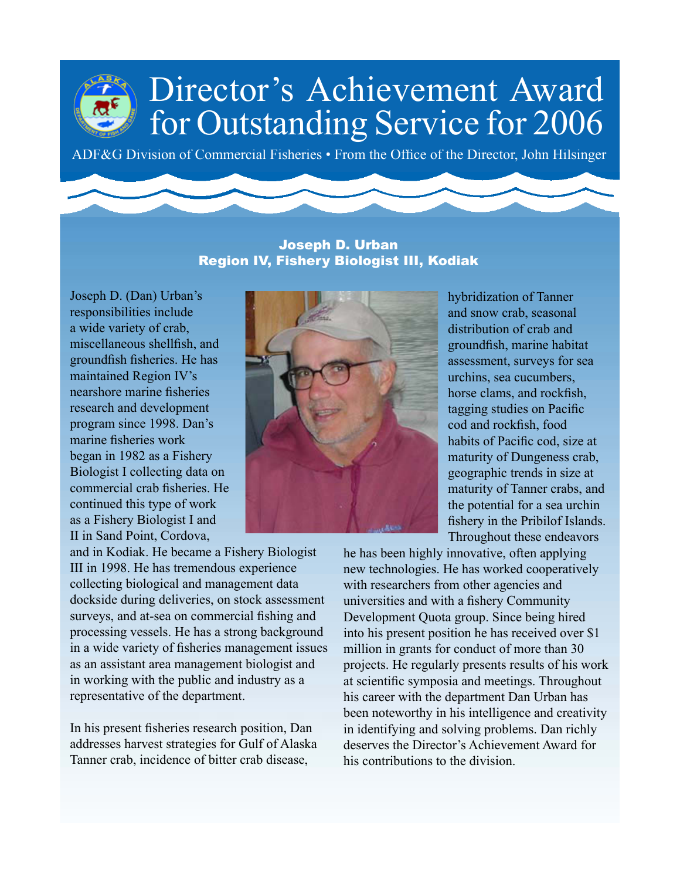# Director's Achievement Award for Outstanding Service for 2006

ADF&G Division of Commercial Fisheries • From the Office of the Director, John Hilsinger

**Joseph D. Urban**
**Region IV, Fishery Biologist III, Kodiak**

Joseph D. (Dan) Urban's responsibilities include a wide variety of crab, miscellaneous shellfish, and groundfish fisheries. He has maintained Region IV's nearshore marine fisheries research and development program since 1998. Dan's marine fisheries work began in 1982 as a Fishery Biologist I collecting data on commercial crab fisheries. He continued this type of work as a Fishery Biologist I and II in Sand Point, Cordova, and in Kodiak. He became a Fishery Biologist III in 1998. He has tremendous experience collecting biological and management data dockside during deliveries, on stock assessment surveys, and at-sea on commercial fishing and processing vessels. He has a strong background in a wide variety of fisheries management issues as an assistant area management biologist and in working with the public and industry as a representative of the department.

In his present fisheries research position, Dan addresses harvest strategies for Gulf of Alaska Tanner crab, incidence of bitter crab disease, hybridization of Tanner and snow crab, seasonal distribution of crab and groundfish, marine habitat assessment, surveys for sea urchins, sea cucumbers, horse clams, and rockfish, tagging studies on Pacific cod and rockfish, food habits of Pacific cod, size at maturity of Dungeness crab, geographic trends in size at maturity of Tanner crabs, and the potential for a sea urchin fishery in the Pribilof Islands. Throughout these endeavors he has been highly innovative, often applying new technologies. He has worked cooperatively with researchers from other agencies and universities and with a fishery Community Development Quota group. Since being hired into his present position he has received over $1 million in grants for conduct of more than 30 projects. He regularly presents results of his work at scientific symposia and meetings. Throughout his career with the department Dan Urban has been noteworthy in his intelligence and creativity in identifying and solving problems. Dan richly deserves the Director's Achievement Award for his contributions to the division.